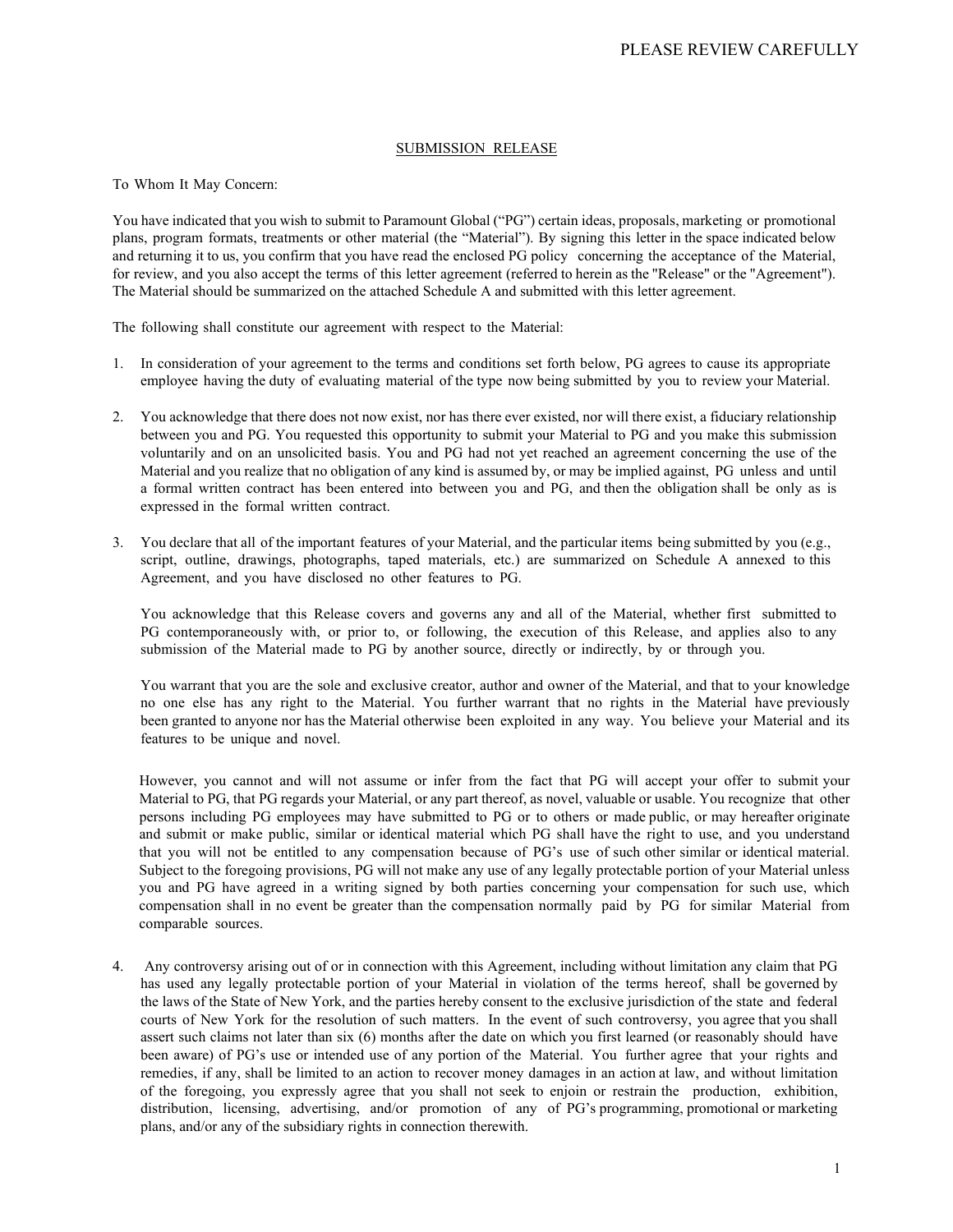PLEASE REVIEW CAREFULLY

## SUBMISSION RELEASE

To Whom It May Concern:

You have indicated that you wish to submit to Paramount Global ("PG") certain ideas, proposals, marketing or promotional plans, program formats, treatments or other material (the "Material"). By signing this letter in the space indicated below and returning it to us, you confirm that you have read the enclosed PG policy concerning the acceptance of the Material, for review, and you also accept the terms of this letter agreement (referred to herein as the "Release" or the "Agreement"). The Material should be summarized on the attached Schedule A and submitted with this letter agreement.

The following shall constitute our agreement with respect to the Material:

1. In consideration of your agreement to the terms and conditions set forth below, PG agrees to cause its appropriate employee having the duty of evaluating material of the type now being submitted by you to review your Material.

2. You acknowledge that there does not now exist, nor has there ever existed, nor will there exist, a fiduciary relationship between you and PG. You requested this opportunity to submit your Material to PG and you make this submission voluntarily and on an unsolicited basis. You and PG had not yet reached an agreement concerning the use of the Material and you realize that no obligation of any kind is assumed by, or may be implied against, PG unless and until a formal written contract has been entered into between you and PG, and then the obligation shall be only as is expressed in the formal written contract.

3. You declare that all of the important features of your Material, and the particular items being submitted by you (e.g., script, outline, drawings, photographs, taped materials, etc.) are summarized on Schedule A annexed to this Agreement, and you have disclosed no other features to PG.

   You acknowledge that this Release covers and governs any and all of the Material, whether first submitted to PG contemporaneously with, or prior to, or following, the execution of this Release, and applies also to any submission of the Material made to PG by another source, directly or indirectly, by or through you.

   You warrant that you are the sole and exclusive creator, author and owner of the Material, and that to your knowledge no one else has any right to the Material. You further warrant that no rights in the Material have previously been granted to anyone nor has the Material otherwise been exploited in any way. You believe your Material and its features to be unique and novel.

   However, you cannot and will not assume or infer from the fact that PG will accept your offer to submit your Material to PG, that PG regards your Material, or any part thereof, as novel, valuable or usable. You recognize that other persons including PG employees may have submitted to PG or to others or made public, or may hereafter originate and submit or make public, similar or identical material which PG shall have the right to use, and you understand that you will not be entitled to any compensation because of PG's use of such other similar or identical material. Subject to the foregoing provisions, PG will not make any use of any legally protectable portion of your Material unless you and PG have agreed in a writing signed by both parties concerning your compensation for such use, which compensation shall in no event be greater than the compensation normally paid by PG for similar Material from comparable sources.

4. Any controversy arising out of or in connection with this Agreement, including without limitation any claim that PG has used any legally protectable portion of your Material in violation of the terms hereof, shall be governed by the laws of the State of New York, and the parties hereby consent to the exclusive jurisdiction of the state and federal courts of New York for the resolution of such matters. In the event of such controversy, you agree that you shall assert such claims not later than six (6) months after the date on which you first learned (or reasonably should have been aware) of PG's use or intended use of any portion of the Material. You further agree that your rights and remedies, if any, shall be limited to an action to recover money damages in an action at law, and without limitation of the foregoing, you expressly agree that you shall not seek to enjoin or restrain the production, exhibition, distribution, licensing, advertising, and/or promotion of any of PG's programming, promotional or marketing plans, and/or any of the subsidiary rights in connection therewith.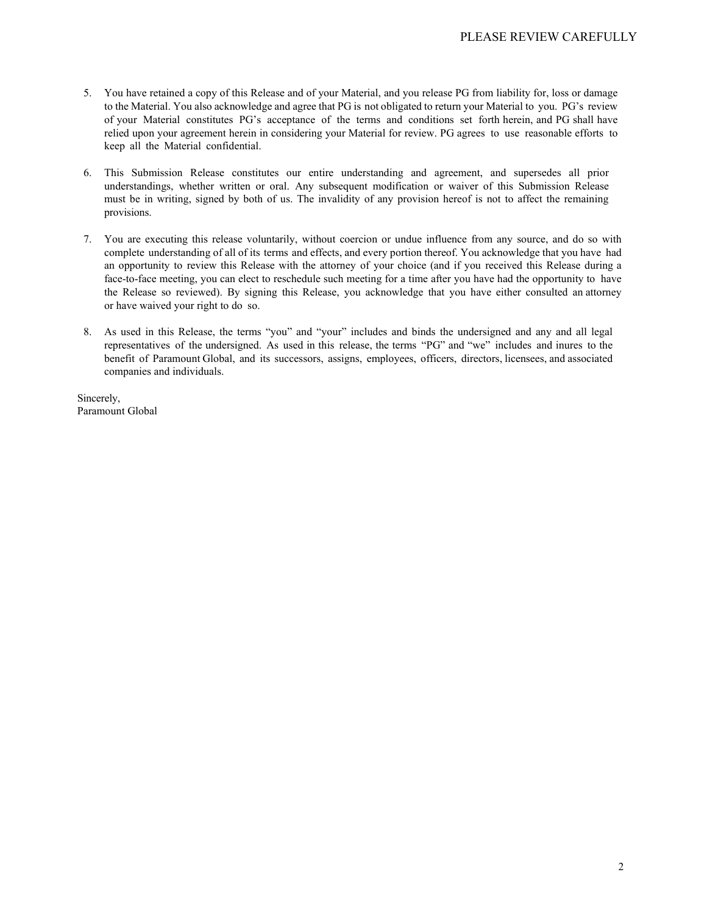5. You have retained a copy of this Release and of your Material, and you release PG from liability for, loss or damage to the Material. You also acknowledge and agree that PG is not obligated to return your Material to you. PG's review of your Material constitutes PG's acceptance of the terms and conditions set forth herein, and PG shall have relied upon your agreement herein in considering your Material for review. PG agrees to use reasonable efforts to keep all the Material confidential.

6. This Submission Release constitutes our entire understanding and agreement, and supersedes all prior understandings, whether written or oral. Any subsequent modification or waiver of this Submission Release must be in writing, signed by both of us. The invalidity of any provision hereof is not to affect the remaining provisions.

7. You are executing this release voluntarily, without coercion or undue influence from any source, and do so with complete understanding of all of its terms and effects, and every portion thereof. You acknowledge that you have had an opportunity to review this Release with the attorney of your choice (and if you received this Release during a face-to-face meeting, you can elect to reschedule such meeting for a time after you have had the opportunity to have the Release so reviewed). By signing this Release, you acknowledge that you have either consulted an attorney or have waived your right to do so.

8. As used in this Release, the terms "you" and "your" includes and binds the undersigned and any and all legal representatives of the undersigned. As used in this release, the terms "PG" and "we" includes and inures to the benefit of Paramount Global, and its successors, assigns, employees, officers, directors, licensees, and associated companies and individuals.

Sincerely,
Paramount Global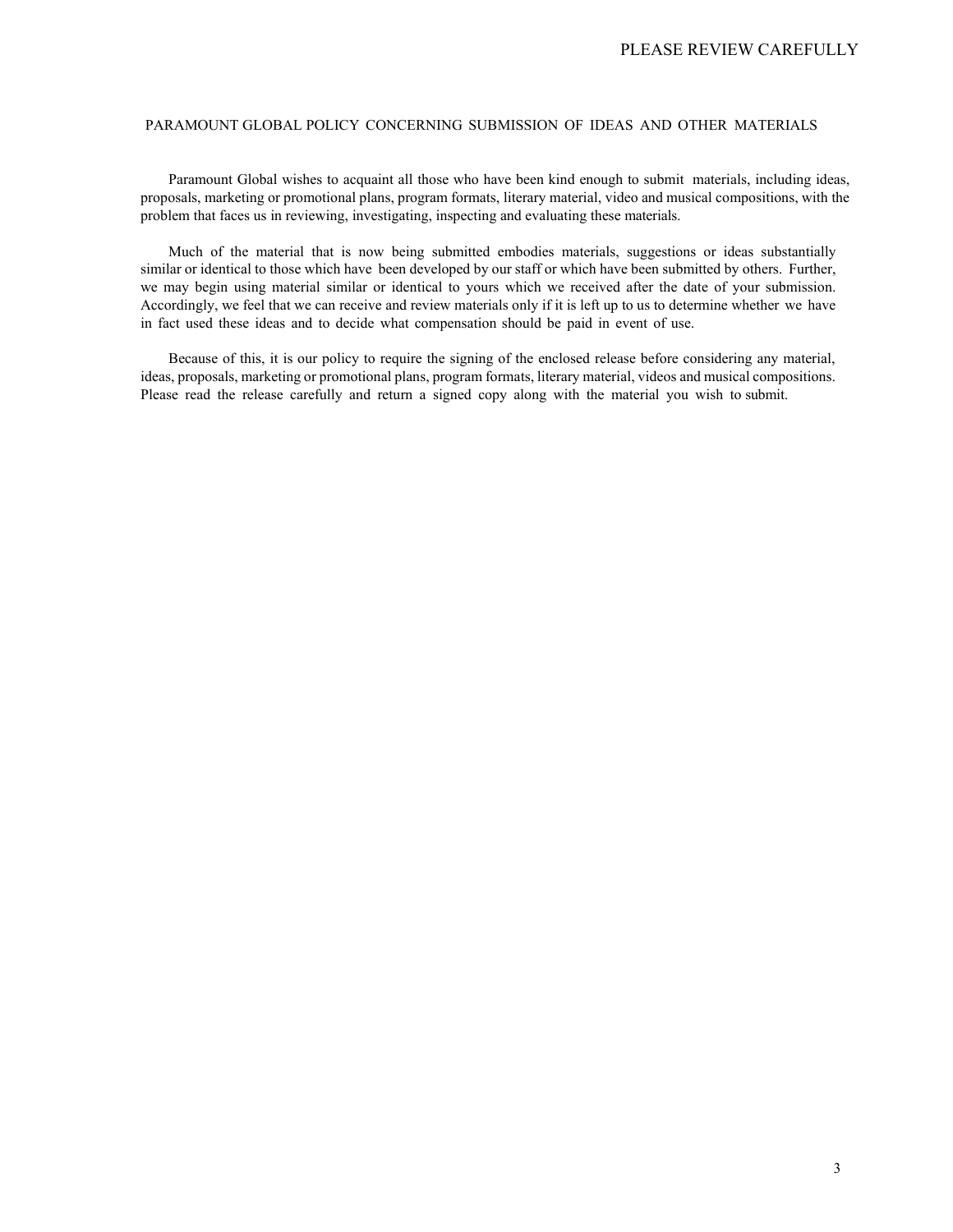PLEASE REVIEW CAREFULLY

## PARAMOUNT GLOBAL POLICY CONCERNING SUBMISSION OF IDEAS AND OTHER MATERIALS

Paramount Global wishes to acquaint all those who have been kind enough to submit materials, including ideas, proposals, marketing or promotional plans, program formats, literary material, video and musical compositions, with the problem that faces us in reviewing, investigating, inspecting and evaluating these materials.

Much of the material that is now being submitted embodies materials, suggestions or ideas substantially similar or identical to those which have been developed by our staff or which have been submitted by others. Further, we may begin using material similar or identical to yours which we received after the date of your submission. Accordingly, we feel that we can receive and review materials only if it is left up to us to determine whether we have in fact used these ideas and to decide what compensation should be paid in event of use.

Because of this, it is our policy to require the signing of the enclosed release before considering any material, ideas, proposals, marketing or promotional plans, program formats, literary material, videos and musical compositions. Please read the release carefully and return a signed copy along with the material you wish to submit.